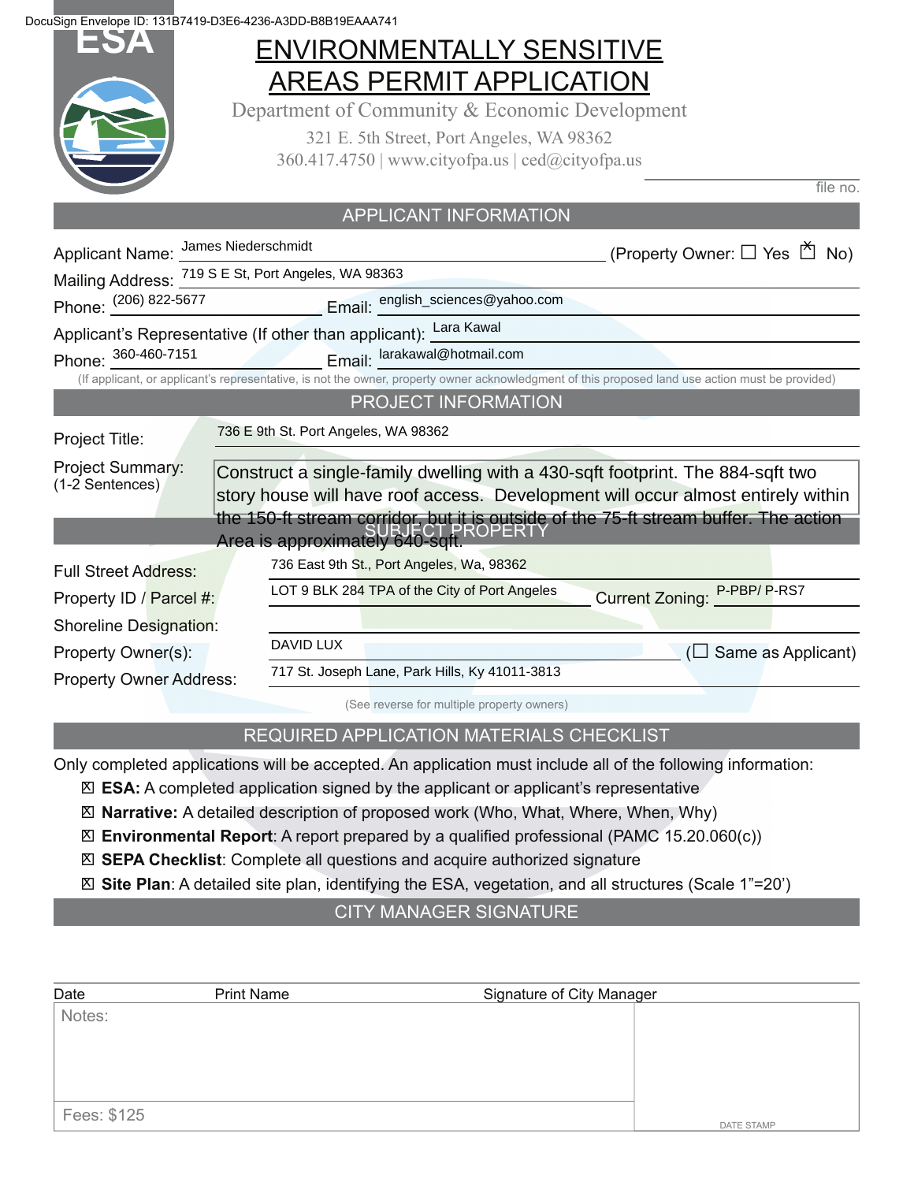DocuSign Envelope ID: 131B7419-D3E6-4236-A3DD-B8B19EAAA741

ESA

# ENVIRONMENTALLY SENSITIVE AREAS PERMIT APPLICATION

Department of Community & Economic Development

321 E. 5th Street, Port Angeles, WA 98362

360.417.4750 | www.cityofpa.us | ced@cityofpa.us

file no.

## APPLICANT INFORMATION

Applicant Name: James Niederschmidt (Property Owner: ☐ Yes ☒ No)

Mailing Address: 719 S E St, Port Angeles, WA 98363

Phone: (206) 822-5677 Email: english_sciences@yahoo.com

Applicant's Representative (If other than applicant): Lara Kawal

Phone: 360-460-7151 Email: larakawal@hotmail.com

(If applicant, or applicant's representative, is not the owner, property owner acknowledgment of this proposed land use action must be provided)

## PROJECT INFORMATION

Project Title: 736 E 9th St. Port Angeles, WA 98362

Project Summary: (1-2 Sentences) Construct a single-family dwelling with a 430-sqft footprint. The 884-sqft two story house will have roof access. Development will occur almost entirely within the 150-ft stream corridor, but it is outside of the 75-ft stream buffer. The action Area is approximately 640-sqft.

## SUBJECT PROPERTY

Full Street Address: 736 East 9th St., Port Angeles, Wa, 98362

Property ID / Parcel #: LOT 9 BLK 284 TPA of the City of Port Angeles Current Zoning: P-PBP/ P-RS7

Shoreline Designation:

Property Owner(s): DAVID LUX (☐ Same as Applicant)

Property Owner Address: 717 St. Joseph Lane, Park Hills, Ky 41011-3813

(See reverse for multiple property owners)

## REQUIRED APPLICATION MATERIALS CHECKLIST

Only completed applications will be accepted. An application must include all of the following information:

- ☒ **ESA:** A completed application signed by the applicant or applicant's representative
- ☒ **Narrative:** A detailed description of proposed work (Who, What, Where, When, Why)
- ☒ **Environmental Report**: A report prepared by a qualified professional (PAMC 15.20.060(c))
- ☒ **SEPA Checklist**: Complete all questions and acquire authorized signature
- ☒ **Site Plan**: A detailed site plan, identifying the ESA, vegetation, and all structures (Scale 1"=20')

## CITY MANAGER SIGNATURE

Date Print Name Signature of City Manager

Notes:

Fees: $125

DATE STAMP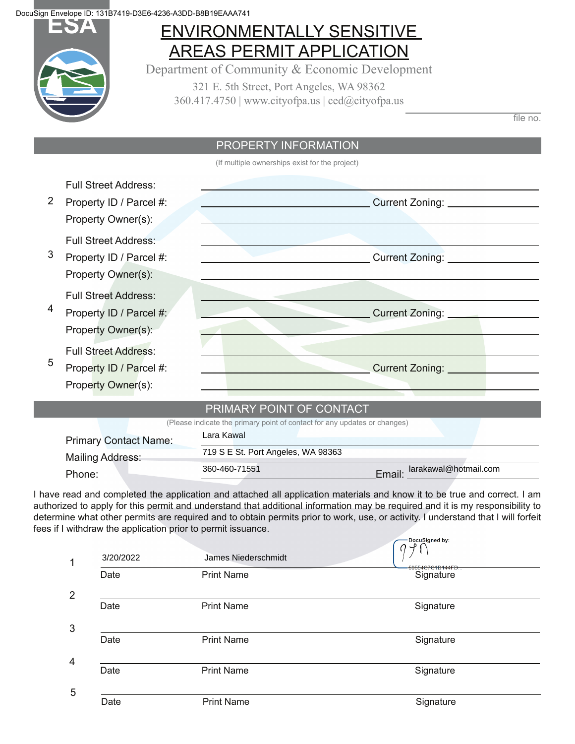DocuSign Envelope ID: 131B7419-D3E6-4236-A3DD-B8B19EAAA741

ESA

# ENVIRONMENTALLY SENSITIVE AREAS PERMIT APPLICATION

Department of Community & Economic Development

321 E. 5th Street, Port Angeles, WA 98362

360.417.4750 | www.cityofpa.us | ced@cityofpa.us

file no.

## PROPERTY INFORMATION

(If multiple ownerships exist for the project)

| | | | |
|---|---|---|---|
| 2 | Full Street Address: | | |
| | Property ID / Parcel #: | | Current Zoning: |
| | Property Owner(s): | | |
| 3 | Full Street Address: | | |
| | Property ID / Parcel #: | | Current Zoning: |
| | Property Owner(s): | | |
| 4 | Full Street Address: | | |
| | Property ID / Parcel #: | | Current Zoning: |
| | Property Owner(s): | | |
| 5 | Full Street Address: | | |
| | Property ID / Parcel #: | | Current Zoning: |
| | Property Owner(s): | | |

## PRIMARY POINT OF CONTACT

(Please indicate the primary point of contact for any updates or changes)

Primary Contact Name: Lara Kawal

Mailing Address: 719 S E St. Port Angeles, WA 98363

Phone: 360-460-71551 Email: larakawal@hotmail.com

I have read and completed the application and attached all application materials and know it to be true and correct. I am authorized to apply for this permit and understand that additional information may be required and it is my responsibility to determine what other permits are required and to obtain permits prior to work, use, or activity. I understand that I will forfeit fees if I withdraw the application prior to permit issuance.

| | Date | Print Name | Signature |
|---|---|---|---|
| 1 | 3/20/2022 | James Niederschmidt | DocuSigned by: 59554C7C1D144FD... |
| 2 | | | |
| 3 | | | |
| 4 | | | |
| 5 | | | |